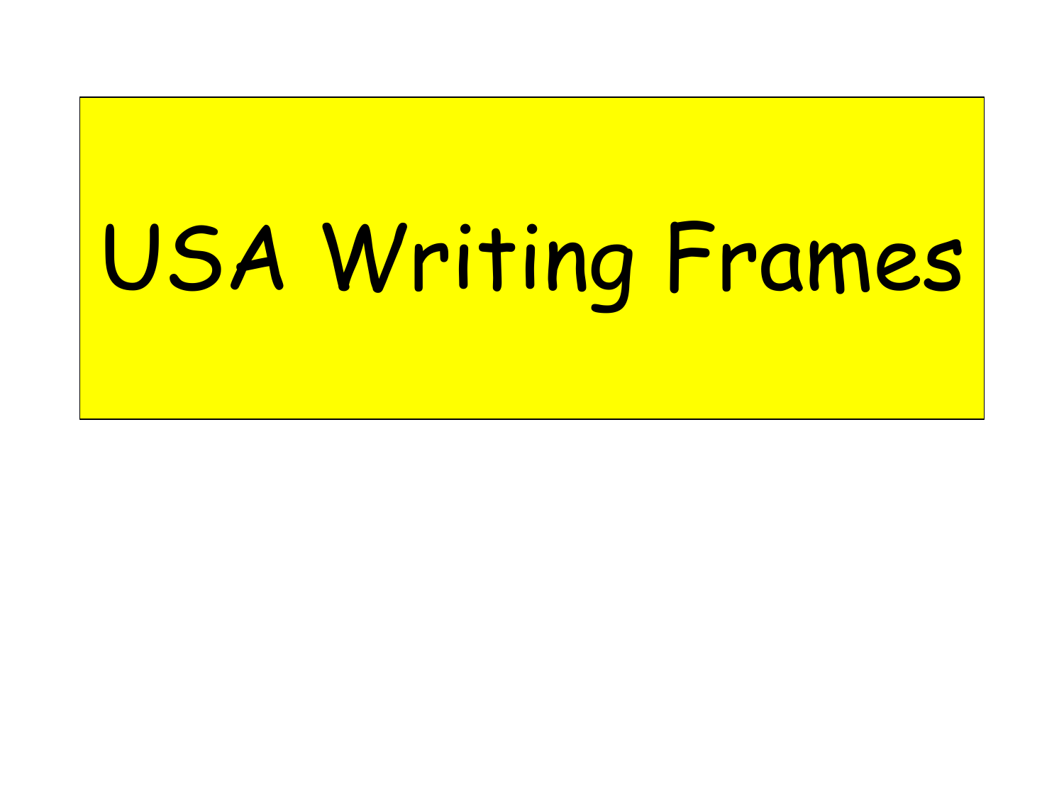# USA Writing Frames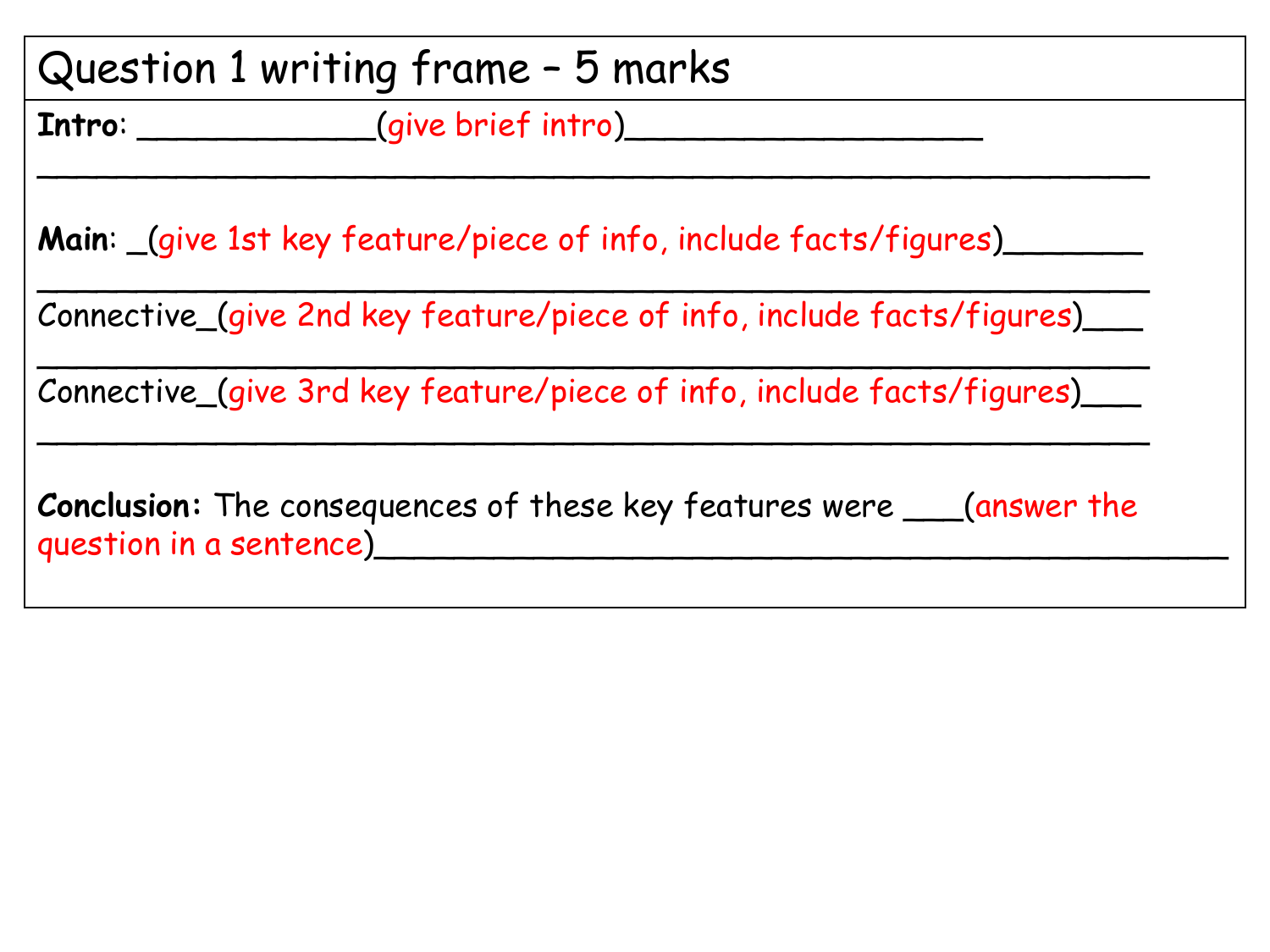# Question 1 writing frame – 5 marks

**Intro**: ____________(give brief intro)__________________

__________________________________________________________

**Main**: _(give 1st key feature/piece of info, include facts/figures)_______

__________________________________________________________

Connective_(give 2nd key feature/piece of info, include facts/figures)___

__________________________________________________________

Connective_(give 3rd key feature/piece of info, include facts/figures)___

__________________________________________________________

**Conclusion:** The consequences of these key features were ___(answer the question in a sentence)____________________________________________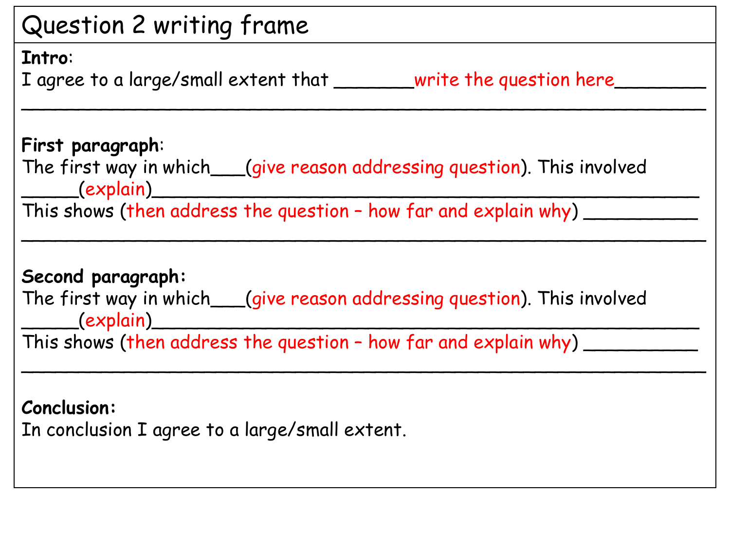# Question 2 writing frame

**Intro**:

I agree to a large/small extent that _______write the question here________

________________________________________________________________

**First paragraph**:

The first way in which___(give reason addressing question). This involved _____(explain)_______________________________________________

This shows (then address the question – how far and explain why) __________

________________________________________________________________

**Second paragraph:**

The first way in which___(give reason addressing question). This involved _____(explain)_______________________________________________

This shows (then address the question – how far and explain why) __________

________________________________________________________________

**Conclusion:**

In conclusion I agree to a large/small extent.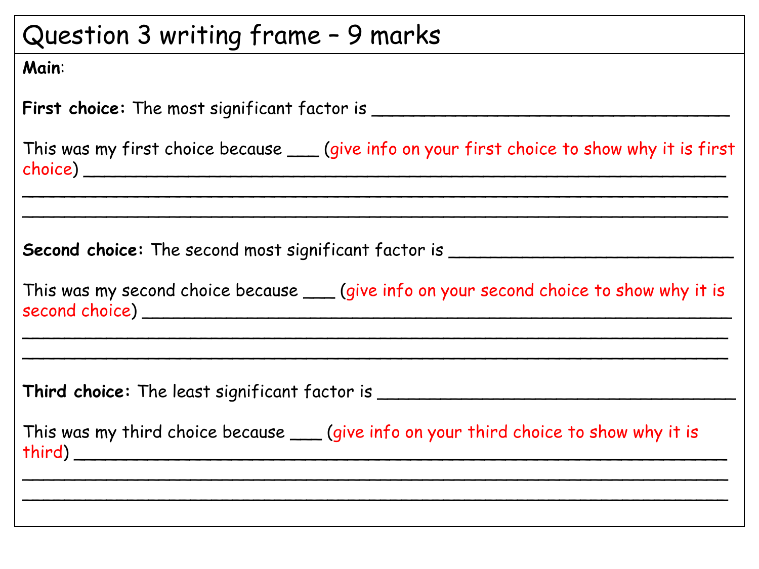# Question 3 writing frame – 9 marks

**Main**:

**First choice:** The most significant factor is ___________________________________

This was my first choice because ___ (give info on your first choice to show why it is first choice) ______________________________________________________________
_____________________________________________________________________
_____________________________________________________________________

**Second choice:** The second most significant factor is ____________________________

This was my second choice because ___ (give info on your second choice to show why it is second choice) _________________________________________________________
_____________________________________________________________________
_____________________________________________________________________

**Third choice:** The least significant factor is ___________________________________

This was my third choice because ___ (give info on your third choice to show why it is third) ______________________________________________________________
_____________________________________________________________________
_____________________________________________________________________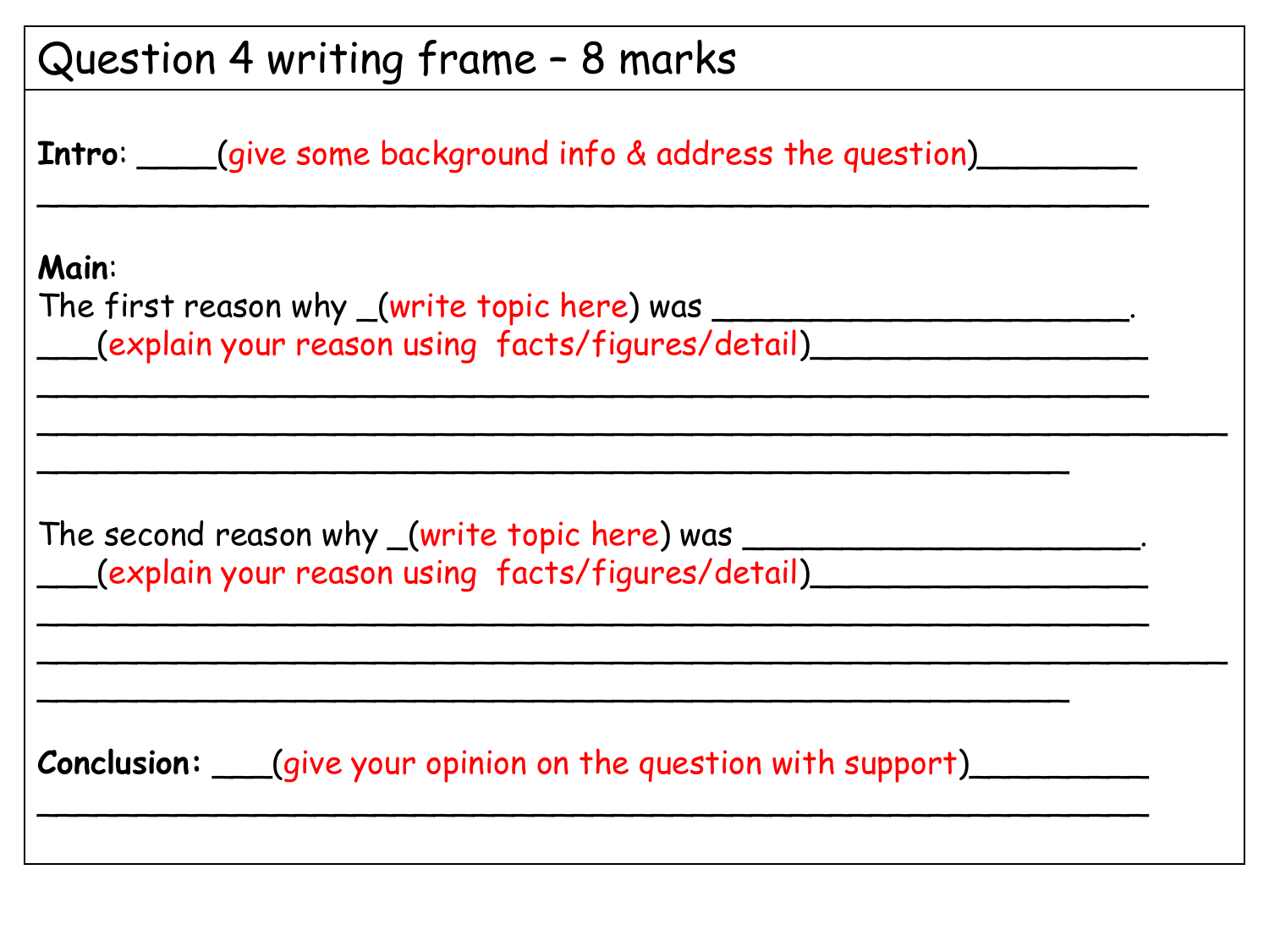# Question 4 writing frame – 8 marks

**Intro**: ____(give some background info & address the question)________

______________________________________________________________

**Main**:

The first reason why _(write topic here) was ______________________.

___(explain your reason using facts/figures/detail)_________________

______________________________________________________________

__________________________________________________________________

________________________________________________________

The second reason why _(write topic here) was _____________________.

___(explain your reason using facts/figures/detail)_________________

______________________________________________________________

__________________________________________________________________

________________________________________________________

**Conclusion:** ___(give your opinion on the question with support)_________

______________________________________________________________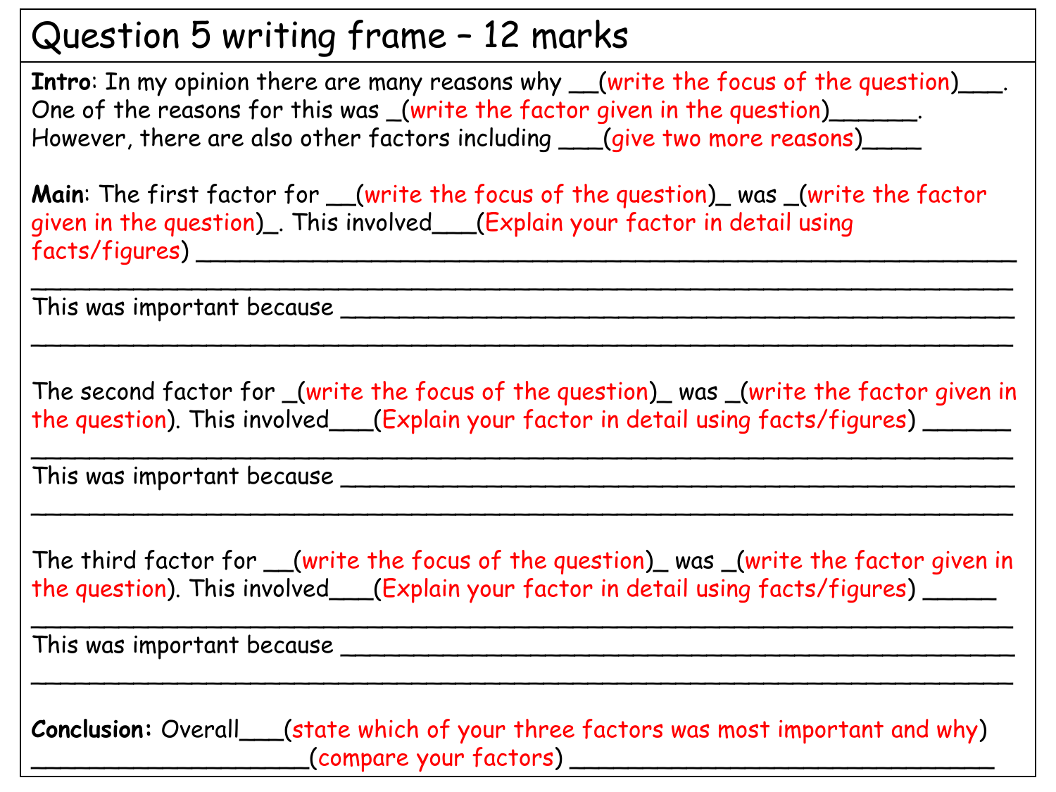# Question 5 writing frame – 12 marks

**Intro**: In my opinion there are many reasons why __(write the focus of the question)___. One of the reasons for this was _(write the factor given in the question)______. However, there are also other factors including ___(give two more reasons)____

**Main**: The first factor for __(write the focus of the question)_ was _(write the factor given in the question)_. This involved___(Explain your factor in detail using facts/figures) ________________________________________________________________

________________________________________________________________

This was important because ________________________________________________

________________________________________________________________

The second factor for _(write the focus of the question)_ was _(write the factor given in the question). This involved___(Explain your factor in detail using facts/figures) ______

________________________________________________________________

This was important because ________________________________________________

________________________________________________________________

The third factor for __(write the focus of the question)_ was _(write the factor given in the question). This involved___(Explain your factor in detail using facts/figures) _____

________________________________________________________________

This was important because ________________________________________________

________________________________________________________________

**Conclusion:** Overall___(state which of your three factors was most important and why) ____________________(compare your factors) ______________________________